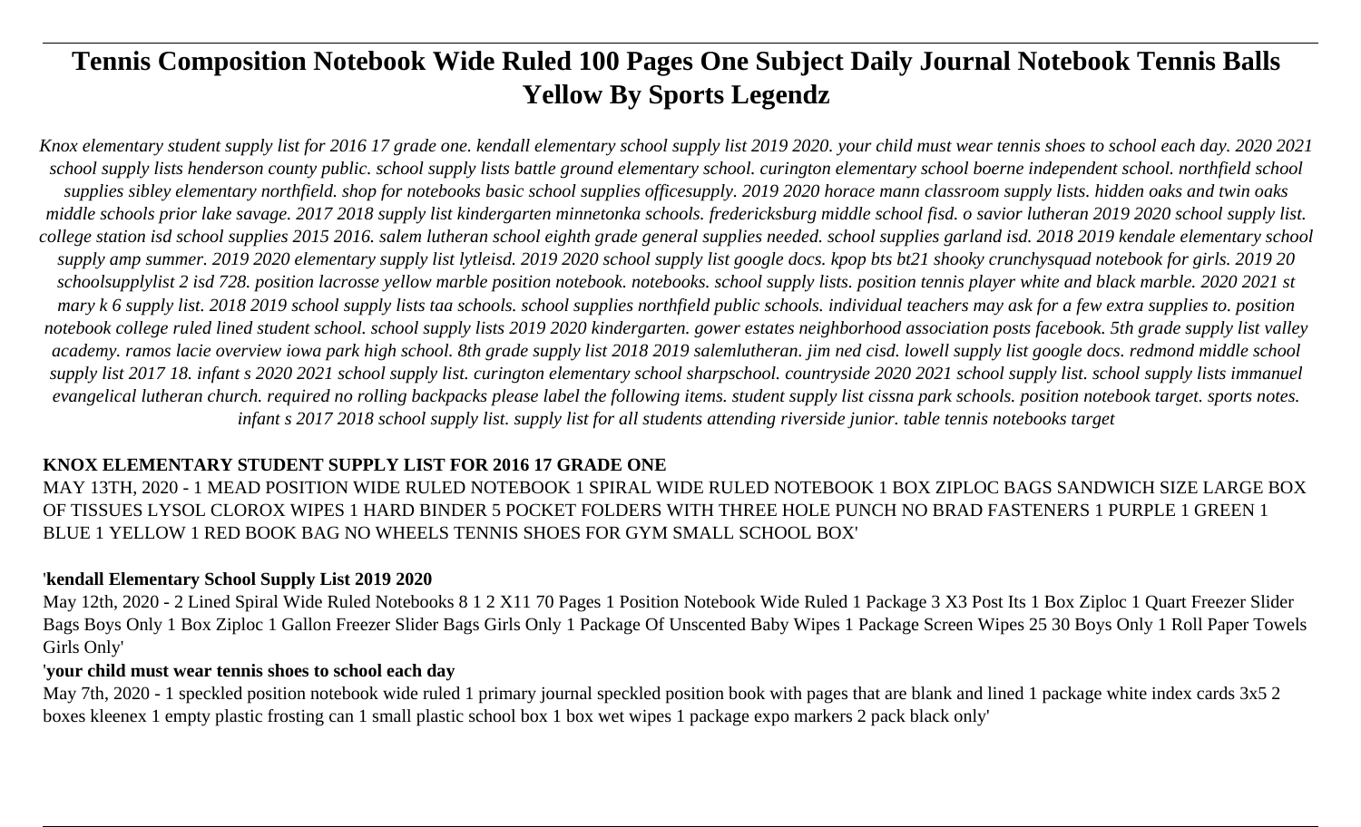# Tennis Composition Notebook Wide Ruled 100 Pages One Subject Daily Journal Notebook Tennis Balls Yellow By Sports Legendz

*Knox elementary student supply list for 2016 17 grade one. kendall elementary school supply list 2019 2020. your child must wear tennis shoes to school each day. 2020 2021 school supply lists henderson county public. school supply lists battle ground elementary school. curington elementary school boerne independent school. northfield school supplies sibley elementary northfield. shop for notebooks basic school supplies officesupply. 2019 2020 horace mann classroom supply lists. hidden oaks and twin oaks middle schools prior lake savage. 2017 2018 supply list kindergarten minnetonka schools. fredericksburg middle school fisd. o savior lutheran 2019 2020 school supply list. college station isd school supplies 2015 2016. salem lutheran school eighth grade general supplies needed. school supplies garland isd. 2018 2019 kendale elementary school supply amp summer. 2019 2020 elementary supply list lytleisd. 2019 2020 school supply list google docs. kpop bts bt21 shooky crunchysquad notebook for girls. 2019 20 schoolsupplylist 2 isd 728. position lacrosse yellow marble position notebook. notebooks. school supply lists. position tennis player white and black marble. 2020 2021 st mary k 6 supply list. 2018 2019 school supply lists taa schools. school supplies northfield public schools. individual teachers may ask for a few extra supplies to. position notebook college ruled lined student school. school supply lists 2019 2020 kindergarten. gower estates neighborhood association posts facebook. 5th grade supply list valley academy. ramos lacie overview iowa park high school. 8th grade supply list 2018 2019 salemlutheran. jim ned cisd. lowell supply list google docs. redmond middle school supply list 2017 18. infant s 2020 2021 school supply list. curington elementary school sharpschool. countryside 2020 2021 school supply list. school supply lists immanuel evangelical lutheran church. required no rolling backpacks please label the following items. student supply list cissna park schools. position notebook target. sports notes. infant s 2017 2018 school supply list. supply list for all students attending riverside junior. table tennis notebooks target*

## KNOX ELEMENTARY STUDENT SUPPLY LIST FOR 2016 17 GRADE ONE

MAY 13TH, 2020 - 1 MEAD POSITION WIDE RULED NOTEBOOK 1 SPIRAL WIDE RULED NOTEBOOK 1 BOX ZIPLOC BAGS SANDWICH SIZE LARGE BOX OF TISSUES LYSOL CLOROX WIPES 1 HARD BINDER 5 POCKET FOLDERS WITH THREE HOLE PUNCH NO BRAD FASTENERS 1 PURPLE 1 GREEN 1 BLUE 1 YELLOW 1 RED BOOK BAG NO WHEELS TENNIS SHOES FOR GYM SMALL SCHOOL BOX'

## 'kendall Elementary School Supply List 2019 2020

May 12th, 2020 - 2 Lined Spiral Wide Ruled Notebooks 8 1 2 X11 70 Pages 1 Position Notebook Wide Ruled 1 Package 3 X3 Post Its 1 Box Ziploc 1 Quart Freezer Slider Bags Boys Only 1 Box Ziploc 1 Gallon Freezer Slider Bags Girls Only 1 Package Of Unscented Baby Wipes 1 Package Screen Wipes 25 30 Boys Only 1 Roll Paper Towels Girls Only'

## 'your child must wear tennis shoes to school each day

May 7th, 2020 - 1 speckled position notebook wide ruled 1 primary journal speckled position book with pages that are blank and lined 1 package white index cards 3x5 2 boxes kleenex 1 empty plastic frosting can 1 small plastic school box 1 box wet wipes 1 package expo markers 2 pack black only'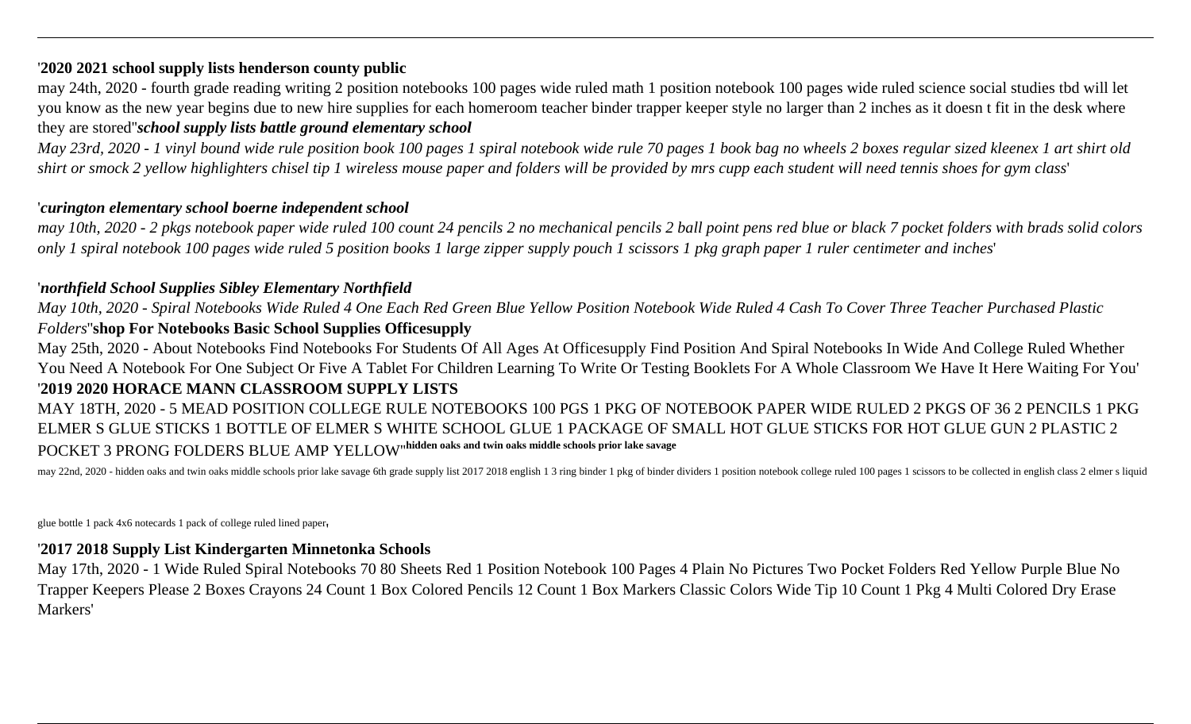'**2020 2021 school supply lists henderson county public**

may 24th, 2020 - fourth grade reading writing 2 position notebooks 100 pages wide ruled math 1 position notebook 100 pages wide ruled science social studies tbd will let you know as the new year begins due to new hire supplies for each homeroom teacher binder trapper keeper style no larger than 2 inches as it doesn t fit in the desk where they are stored''***school supply lists battle ground elementary school***

*May 23rd, 2020 - 1 vinyl bound wide rule position book 100 pages 1 spiral notebook wide rule 70 pages 1 book bag no wheels 2 boxes regular sized kleenex 1 art shirt old shirt or smock 2 yellow highlighters chisel tip 1 wireless mouse paper and folders will be provided by mrs cupp each student will need tennis shoes for gym class*'

'***curington elementary school boerne independent school***

*may 10th, 2020 - 2 pkgs notebook paper wide ruled 100 count 24 pencils 2 no mechanical pencils 2 ball point pens red blue or black 7 pocket folders with brads solid colors only 1 spiral notebook 100 pages wide ruled 5 position books 1 large zipper supply pouch 1 scissors 1 pkg graph paper 1 ruler centimeter and inches*'

'***northfield School Supplies Sibley Elementary Northfield***

*May 10th, 2020 - Spiral Notebooks Wide Ruled 4 One Each Red Green Blue Yellow Position Notebook Wide Ruled 4 Cash To Cover Three Teacher Purchased Plastic Folders*''**shop For Notebooks Basic School Supplies Officesupply**

May 25th, 2020 - About Notebooks Find Notebooks For Students Of All Ages At Officesupply Find Position And Spiral Notebooks In Wide And College Ruled Whether You Need A Notebook For One Subject Or Five A Tablet For Children Learning To Write Or Testing Booklets For A Whole Classroom We Have It Here Waiting For You'
'**2019 2020 HORACE MANN CLASSROOM SUPPLY LISTS**

MAY 18TH, 2020 - 5 MEAD POSITION COLLEGE RULE NOTEBOOKS 100 PGS 1 PKG OF NOTEBOOK PAPER WIDE RULED 2 PKGS OF 36 2 PENCILS 1 PKG ELMER S GLUE STICKS 1 BOTTLE OF ELMER S WHITE SCHOOL GLUE 1 PACKAGE OF SMALL HOT GLUE STICKS FOR HOT GLUE GUN 2 PLASTIC 2 POCKET 3 PRONG FOLDERS BLUE AMP YELLOW''**hidden oaks and twin oaks middle schools prior lake savage**

may 22nd, 2020 - hidden oaks and twin oaks middle schools prior lake savage 6th grade supply list 2017 2018 english 1 3 ring binder 1 pkg of binder dividers 1 position notebook college ruled 100 pages 1 scissors to be collected in english class 2 elmer s liquid glue bottle 1 pack 4x6 notecards 1 pack of college ruled lined paper'

'**2017 2018 Supply List Kindergarten Minnetonka Schools**

May 17th, 2020 - 1 Wide Ruled Spiral Notebooks 70 80 Sheets Red 1 Position Notebook 100 Pages 4 Plain No Pictures Two Pocket Folders Red Yellow Purple Blue No Trapper Keepers Please 2 Boxes Crayons 24 Count 1 Box Colored Pencils 12 Count 1 Box Markers Classic Colors Wide Tip 10 Count 1 Pkg 4 Multi Colored Dry Erase Markers'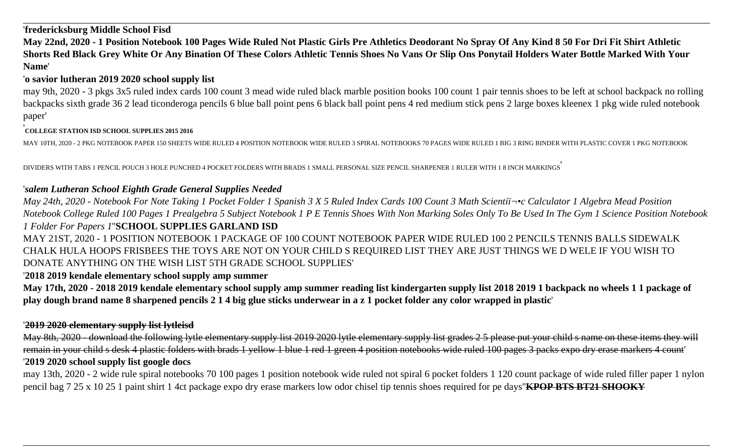'**fredericksburg Middle School Fisd**

**May 22nd, 2020 - 1 Position Notebook 100 Pages Wide Ruled Not Plastic Girls Pre Athletics Deodorant No Spray Of Any Kind 8 50 For Dri Fit Shirt Athletic Shorts Red Black Grey White Or Any Bination Of These Colors Athletic Tennis Shoes No Vans Or Slip Ons Ponytail Holders Water Bottle Marked With Your Name**'

'**o savior lutheran 2019 2020 school supply list**

may 9th, 2020 - 3 pkgs 3x5 ruled index cards 100 count 3 mead wide ruled black marble position books 100 count 1 pair tennis shoes to be left at school backpack no rolling backpacks sixth grade 36 2 lead ticonderoga pencils 6 blue ball point pens 6 black ball point pens 4 red medium stick pens 2 large boxes kleenex 1 pkg wide ruled notebook paper'

'**COLLEGE STATION ISD SCHOOL SUPPLIES 2015 2016**

MAY 10TH, 2020 - 2 PKG NOTEBOOK PAPER 150 SHEETS WIDE RULED 4 POSITION NOTEBOOK WIDE RULED 3 SPIRAL NOTEBOOKS 70 PAGES WIDE RULED 1 BIG 3 RING BINDER WITH PLASTIC COVER 1 PKG NOTEBOOK DIVIDERS WITH TABS 1 PENCIL POUCH 3 HOLE PUNCHED 4 POCKET FOLDERS WITH BRADS 1 SMALL PERSONAL SIZE PENCIL SHARPENER 1 RULER WITH 1 8 INCH MARKINGS'

'***salem Lutheran School Eighth Grade General Supplies Needed***

*May 24th, 2020 - Notebook For Note Taking 1 Pocket Folder 1 Spanish 3 X 5 Ruled Index Cards 100 Count 3 Math Scientiï¬•c Calculator 1 Algebra Mead Position Notebook College Ruled 100 Pages 1 Prealgebra 5 Subject Notebook 1 P E Tennis Shoes With Non Marking Soles Only To Be Used In The Gym 1 Science Position Notebook 1 Folder For Papers 1*''**SCHOOL SUPPLIES GARLAND ISD**

MAY 21ST, 2020 - 1 POSITION NOTEBOOK 1 PACKAGE OF 100 COUNT NOTEBOOK PAPER WIDE RULED 100 2 PENCILS TENNIS BALLS SIDEWALK CHALK HULA HOOPS FRISBEES THE TOYS ARE NOT ON YOUR CHILD S REQUIRED LIST THEY ARE JUST THINGS WE D WELE IF YOU WISH TO DONATE ANYTHING ON THE WISH LIST 5TH GRADE SCHOOL SUPPLIES'

'**2018 2019 kendale elementary school supply amp summer**

**May 17th, 2020 - 2018 2019 kendale elementary school supply amp summer reading list kindergarten supply list 2018 2019 1 backpack no wheels 1 1 package of play dough brand name 8 sharpened pencils 2 1 4 big glue sticks underwear in a z 1 pocket folder any color wrapped in plastic**'

'~~**2019 2020 elementary supply list lytleisd**~~

~~May 8th, 2020 - download the following lytle elementary supply list 2019 2020 lytle elementary supply list grades 2 5 please put your child s name on these items they will remain in your child s desk 4 plastic folders with brads 1 yellow 1 blue 1 red 1 green 4 position notebooks wide ruled 100 pages 3 packs expo dry erase markers 4 count~~'

'**2019 2020 school supply list google docs**

may 13th, 2020 - 2 wide rule spiral notebooks 70 100 pages 1 position notebook wide ruled not spiral 6 pocket folders 1 120 count package of wide ruled filler paper 1 nylon pencil bag 7 25 x 10 25 1 paint shirt 1 4ct package expo dry erase markers low odor chisel tip tennis shoes required for pe days''~~**KPOP BTS BT21 SHOOKY**~~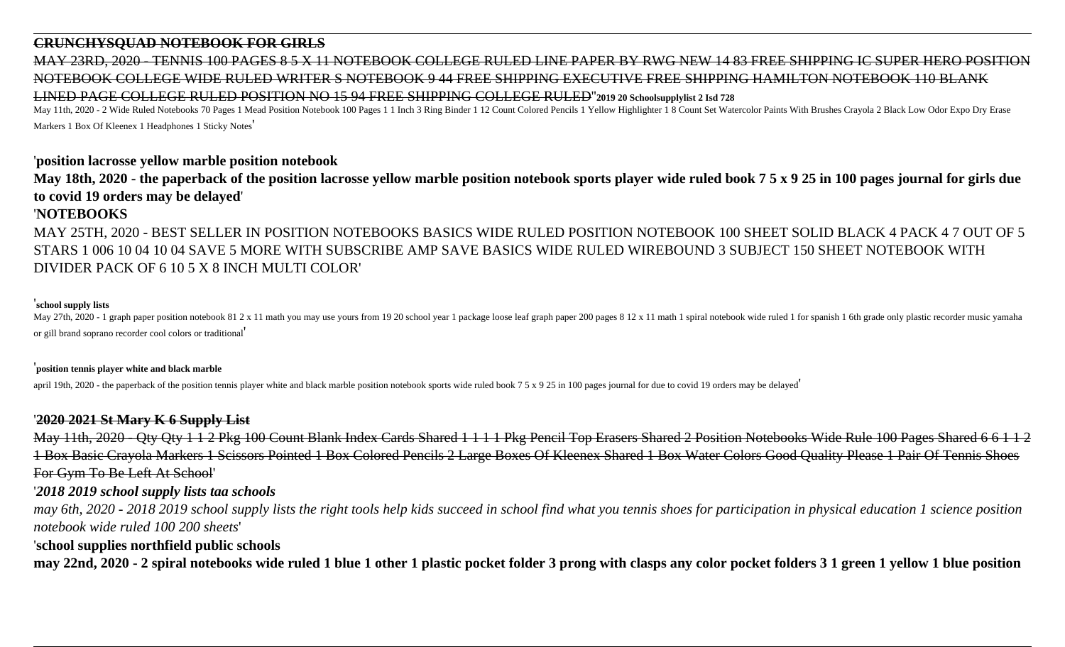~~**CRUNCHYSQUAD NOTEBOOK FOR GIRLS**~~

~~MAY 23RD, 2020 - TENNIS 100 PAGES 8 5 X 11 NOTEBOOK COLLEGE RULED LINE PAPER BY RWG NEW 14 83 FREE SHIPPING IC SUPER HERO POSITION NOTEBOOK COLLEGE WIDE RULED WRITER S NOTEBOOK 9 44 FREE SHIPPING EXECUTIVE FREE SHIPPING HAMILTON NOTEBOOK 110 BLANK LINED PAGE COLLEGE RULED POSITION NO 15 94 FREE SHIPPING COLLEGE RULED~~''**2019 20 Schoolsupplylist 2 Isd 728**

May 11th, 2020 - 2 Wide Ruled Notebooks 70 Pages 1 Mead Position Notebook 100 Pages 1 1 Inch 3 Ring Binder 1 12 Count Colored Pencils 1 Yellow Highlighter 1 8 Count Set Watercolor Paints With Brushes Crayola 2 Black Low Odor Expo Dry Erase Markers 1 Box Of Kleenex 1 Headphones 1 Sticky Notes'

'**position lacrosse yellow marble position notebook**

**May 18th, 2020 - the paperback of the position lacrosse yellow marble position notebook sports player wide ruled book 7 5 x 9 25 in 100 pages journal for girls due to covid 19 orders may be delayed**'

'**NOTEBOOKS**

MAY 25TH, 2020 - BEST SELLER IN POSITION NOTEBOOKS BASICS WIDE RULED POSITION NOTEBOOK 100 SHEET SOLID BLACK 4 PACK 4 7 OUT OF 5 STARS 1 006 10 04 10 04 SAVE 5 MORE WITH SUBSCRIBE AMP SAVE BASICS WIDE RULED WIREBOUND 3 SUBJECT 150 SHEET NOTEBOOK WITH DIVIDER PACK OF 6 10 5 X 8 INCH MULTI COLOR'

'**school supply lists**

May 27th, 2020 - 1 graph paper position notebook 81 2 x 11 math you may use yours from 19 20 school year 1 package loose leaf graph paper 200 pages 8 12 x 11 math 1 spiral notebook wide ruled 1 for spanish 1 6th grade only plastic recorder music yamaha or gill brand soprano recorder cool colors or traditional'

'**position tennis player white and black marble**

april 19th, 2020 - the paperback of the position tennis player white and black marble position notebook sports wide ruled book 7 5 x 9 25 in 100 pages journal for due to covid 19 orders may be delayed'

'~~**2020 2021 St Mary K 6 Supply List**~~

~~May 11th, 2020 - Qty Qty 1 1 2 Pkg 100 Count Blank Index Cards Shared 1 1 1 1 Pkg Pencil Top Erasers Shared 2 Position Notebooks Wide Rule 100 Pages Shared 6 6 1 1 2 1 Box Basic Crayola Markers 1 Scissors Pointed 1 Box Colored Pencils 2 Large Boxes Of Kleenex Shared 1 Box Water Colors Good Quality Please 1 Pair Of Tennis Shoes For Gym To Be Left At School~~'

'***2018 2019 school supply lists taa schools***

*may 6th, 2020 - 2018 2019 school supply lists the right tools help kids succeed in school find what you tennis shoes for participation in physical education 1 science position notebook wide ruled 100 200 sheets*'

'**school supplies northfield public schools**

**may 22nd, 2020 - 2 spiral notebooks wide ruled 1 blue 1 other 1 plastic pocket folder 3 prong with clasps any color pocket folders 3 1 green 1 yellow 1 blue position**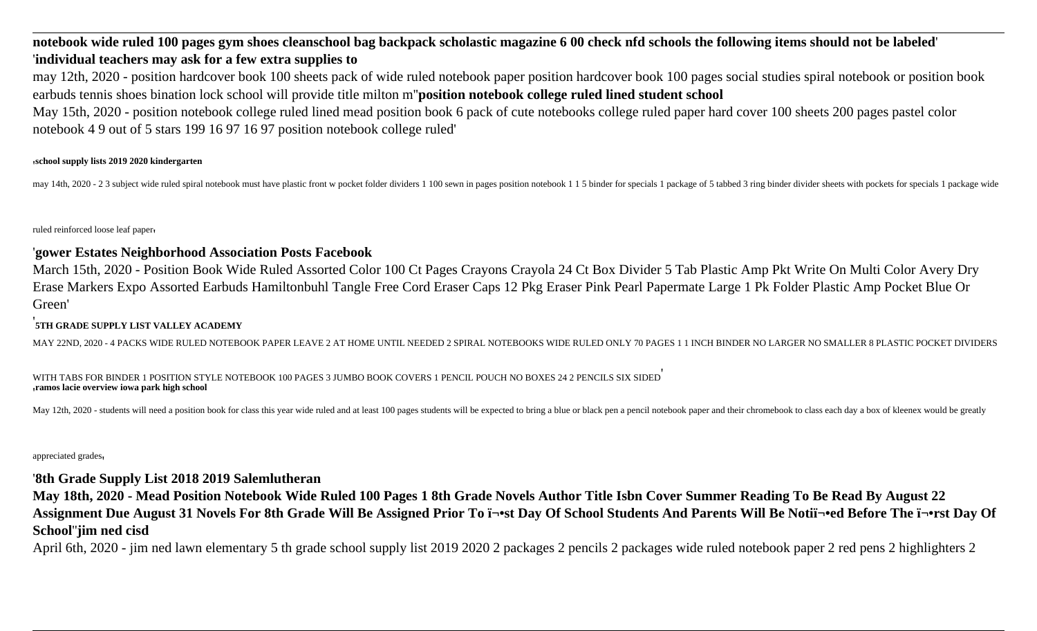**notebook wide ruled 100 pages gym shoes cleanschool bag backpack scholastic magazine 6 00 check nfd schools the following items should not be labeled**'

'**individual teachers may ask for a few extra supplies to**

may 12th, 2020 - position hardcover book 100 sheets pack of wide ruled notebook paper position hardcover book 100 pages social studies spiral notebook or position book earbuds tennis shoes bination lock school will provide title milton m''**position notebook college ruled lined student school**

May 15th, 2020 - position notebook college ruled lined mead position book 6 pack of cute notebooks college ruled paper hard cover 100 sheets 200 pages pastel color notebook 4 9 out of 5 stars 199 16 97 16 97 position notebook college ruled'

'**school supply lists 2019 2020 kindergarten**

may 14th, 2020 - 2 3 subject wide ruled spiral notebook must have plastic front w pocket folder dividers 1 100 sewn in pages position notebook 1 1 5 binder for specials 1 package of 5 tabbed 3 ring binder divider sheets with pockets for specials 1 package wide ruled reinforced loose leaf paper'

'**gower Estates Neighborhood Association Posts Facebook**

March 15th, 2020 - Position Book Wide Ruled Assorted Color 100 Ct Pages Crayons Crayola 24 Ct Box Divider 5 Tab Plastic Amp Pkt Write On Multi Color Avery Dry Erase Markers Expo Assorted Earbuds Hamiltonbuhl Tangle Free Cord Eraser Caps 12 Pkg Eraser Pink Pearl Papermate Large 1 Pk Folder Plastic Amp Pocket Blue Or Green'

'**5TH GRADE SUPPLY LIST VALLEY ACADEMY**

MAY 22ND, 2020 - 4 PACKS WIDE RULED NOTEBOOK PAPER LEAVE 2 AT HOME UNTIL NEEDED 2 SPIRAL NOTEBOOKS WIDE RULED ONLY 70 PAGES 1 1 INCH BINDER NO LARGER NO SMALLER 8 PLASTIC POCKET DIVIDERS WITH TABS FOR BINDER 1 POSITION STYLE NOTEBOOK 100 PAGES 3 JUMBO BOOK COVERS 1 PENCIL POUCH NO BOXES 24 2 PENCILS SIX SIDED'

'**ramos lacie overview iowa park high school**

May 12th, 2020 - students will need a position book for class this year wide ruled and at least 100 pages students will be expected to bring a blue or black pen a pencil notebook paper and their chromebook to class each day a box of kleenex would be greatly appreciated grades'

'**8th Grade Supply List 2018 2019 Salemlutheran**

**May 18th, 2020 - Mead Position Notebook Wide Ruled 100 Pages 1 8th Grade Novels Author Title Isbn Cover Summer Reading To Be Read By August 22 Assignment Due August 31 Novels For 8th Grade Will Be Assigned Prior To ï¬•st Day Of School Students And Parents Will Be Notiï¬•ed Before The ï¬•rst Day Of School**''**jim ned cisd**

April 6th, 2020 - jim ned lawn elementary 5 th grade school supply list 2019 2020 2 packages 2 pencils 2 packages wide ruled notebook paper 2 red pens 2 highlighters 2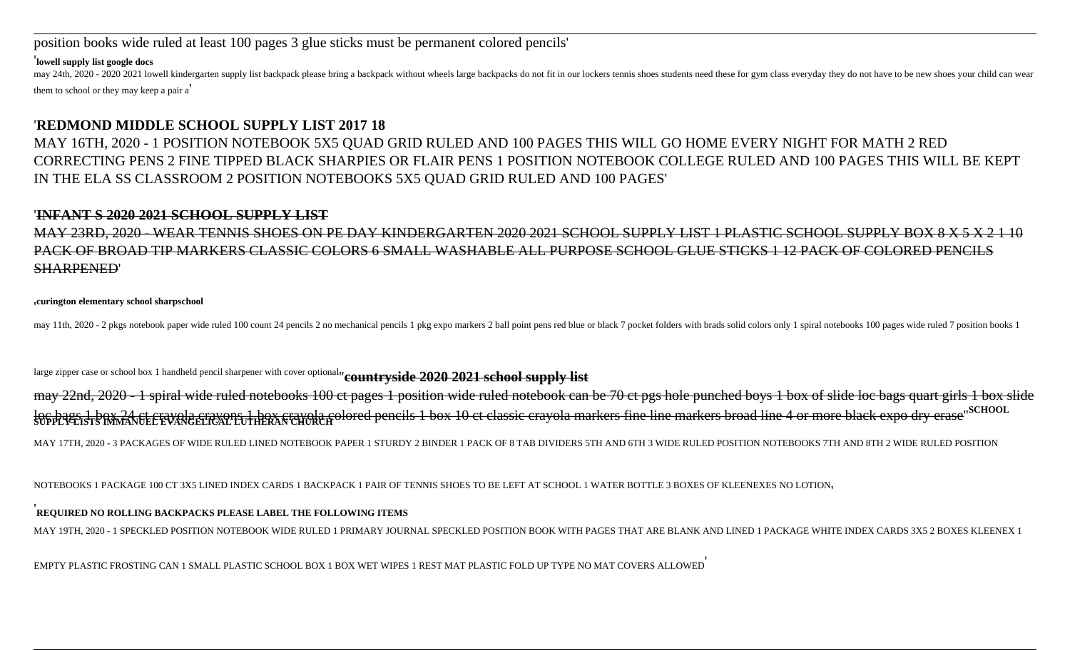position books wide ruled at least 100 pages 3 glue sticks must be permanent colored pencils'

'**lowell supply list google docs**

may 24th, 2020 - 2020 2021 lowell kindergarten supply list backpack please bring a backpack without wheels large backpacks do not fit in our lockers tennis shoes students need these for gym class everyday they do not have to be new shoes your child can wear them to school or they may keep a pair a'

'**REDMOND MIDDLE SCHOOL SUPPLY LIST 2017 18**

MAY 16TH, 2020 - 1 POSITION NOTEBOOK 5X5 QUAD GRID RULED AND 100 PAGES THIS WILL GO HOME EVERY NIGHT FOR MATH 2 RED CORRECTING PENS 2 FINE TIPPED BLACK SHARPIES OR FLAIR PENS 1 POSITION NOTEBOOK COLLEGE RULED AND 100 PAGES THIS WILL BE KEPT IN THE ELA SS CLASSROOM 2 POSITION NOTEBOOKS 5X5 QUAD GRID RULED AND 100 PAGES'

'~~**INFANT S 2020 2021 SCHOOL SUPPLY LIST**~~

~~MAY 23RD, 2020 - WEAR TENNIS SHOES ON PE DAY KINDERGARTEN 2020 2021 SCHOOL SUPPLY LIST 1 PLASTIC SCHOOL SUPPLY BOX 8 X 5 X 2 1 10 PACK OF BROAD TIP MARKERS CLASSIC COLORS 6 SMALL WASHABLE ALL PURPOSE SCHOOL GLUE STICKS 1 12 PACK OF COLORED PENCILS SHARPENED~~'

,**curington elementary school sharpschool**

may 11th, 2020 - 2 pkgs notebook paper wide ruled 100 count 24 pencils 2 no mechanical pencils 1 pkg expo markers 2 ball point pens red blue or black 7 pocket folders with brads solid colors only 1 spiral notebooks 100 pages wide ruled 7 position books 1 large zipper case or school box 1 handheld pencil sharpener with cover optional''~~**countryside 2020 2021 school supply list**~~

~~may 22nd, 2020 - 1 spiral wide ruled notebooks 100 ct pages 1 position wide ruled notebook can be 70 ct pgs hole punched boys 1 box of slide loc bags quart girls 1 box slide loc bags 1 box 24 ct crayola crayons 1 box crayola colored pencils 1 box 10 ct classic crayola markers fine line markers broad line 4 or more black expo dry erase~~''**SCHOOL SUPPLY LISTS IMMANUEL EVANGELICAL LUTHERAN CHURCH**

MAY 17TH, 2020 - 3 PACKAGES OF WIDE RULED LINED NOTEBOOK PAPER 1 STURDY 2 BINDER 1 PACK OF 8 TAB DIVIDERS 5TH AND 6TH 3 WIDE RULED POSITION NOTEBOOKS 7TH AND 8TH 2 WIDE RULED POSITION NOTEBOOKS 1 PACKAGE 100 CT 3X5 LINED INDEX CARDS 1 BACKPACK 1 PAIR OF TENNIS SHOES TO BE LEFT AT SCHOOL 1 WATER BOTTLE 3 BOXES OF KLEENEXES NO LOTION,

'**REQUIRED NO ROLLING BACKPACKS PLEASE LABEL THE FOLLOWING ITEMS**

MAY 19TH, 2020 - 1 SPECKLED POSITION NOTEBOOK WIDE RULED 1 PRIMARY JOURNAL SPECKLED POSITION BOOK WITH PAGES THAT ARE BLANK AND LINED 1 PACKAGE WHITE INDEX CARDS 3X5 2 BOXES KLEENEX 1 EMPTY PLASTIC FROSTING CAN 1 SMALL PLASTIC SCHOOL BOX 1 BOX WET WIPES 1 REST MAT PLASTIC FOLD UP TYPE NO MAT COVERS ALLOWED'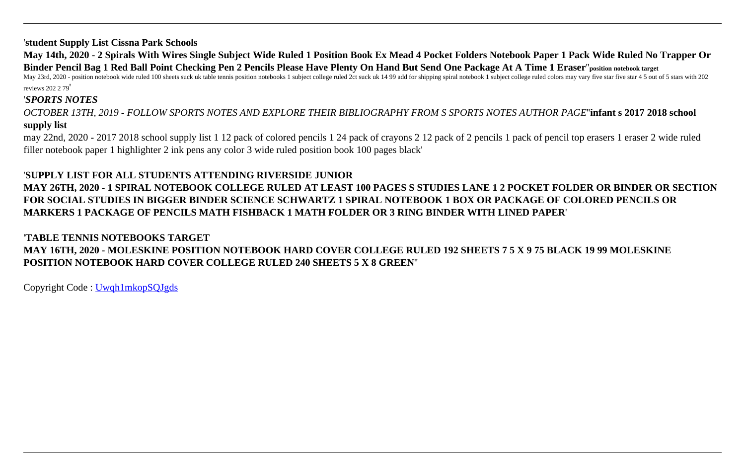'**student Supply List Cissna Park Schools**

**May 14th, 2020 - 2 Spirals With Wires Single Subject Wide Ruled 1 Position Book Ex Mead 4 Pocket Folders Notebook Paper 1 Pack Wide Ruled No Trapper Or Binder Pencil Bag 1 Red Ball Point Checking Pen 2 Pencils Please Have Plenty On Hand But Send One Package At A Time 1 Eraser**''**position notebook target**

May 23rd, 2020 - position notebook wide ruled 100 sheets suck uk table tennis position notebooks 1 subject college ruled 2ct suck uk 14 99 add for shipping spiral notebook 1 subject college ruled colors may vary five star five star 4 5 out of 5 stars with 202 reviews 202 2 79'

'***SPORTS NOTES***

*OCTOBER 13TH, 2019 - FOLLOW SPORTS NOTES AND EXPLORE THEIR BIBLIOGRAPHY FROM S SPORTS NOTES AUTHOR PAGE*''**infant s 2017 2018 school supply list**

may 22nd, 2020 - 2017 2018 school supply list 1 12 pack of colored pencils 1 24 pack of crayons 2 12 pack of 2 pencils 1 pack of pencil top erasers 1 eraser 2 wide ruled filler notebook paper 1 highlighter 2 ink pens any color 3 wide ruled position book 100 pages black'

'**SUPPLY LIST FOR ALL STUDENTS ATTENDING RIVERSIDE JUNIOR**

**MAY 26TH, 2020 - 1 SPIRAL NOTEBOOK COLLEGE RULED AT LEAST 100 PAGES S STUDIES LANE 1 2 POCKET FOLDER OR BINDER OR SECTION FOR SOCIAL STUDIES IN BIGGER BINDER SCIENCE SCHWARTZ 1 SPIRAL NOTEBOOK 1 BOX OR PACKAGE OF COLORED PENCILS OR MARKERS 1 PACKAGE OF PENCILS MATH FISHBACK 1 MATH FOLDER OR 3 RING BINDER WITH LINED PAPER**'

'**TABLE TENNIS NOTEBOOKS TARGET**

**MAY 16TH, 2020 - MOLESKINE POSITION NOTEBOOK HARD COVER COLLEGE RULED 192 SHEETS 7 5 X 9 75 BLACK 19 99 MOLESKINE POSITION NOTEBOOK HARD COVER COLLEGE RULED 240 SHEETS 5 X 8 GREEN**''

Copyright Code : Uwqh1mkopSQJgds